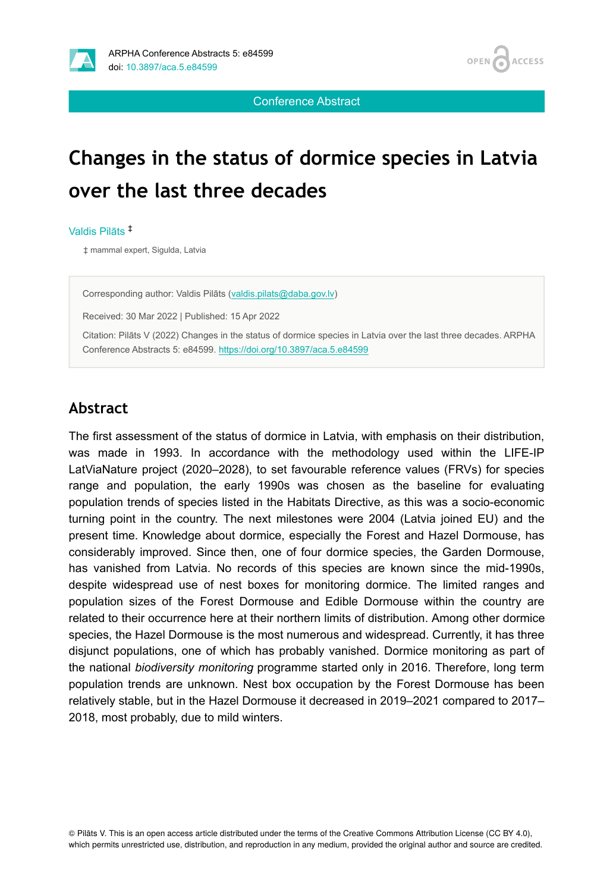Conference Abstract

# Changes in the status of dormice species in Latvia over the last three decades

Valdis Pilāts [‡]

‡ mammal expert, Sigulda, Latvia

Corresponding author: Valdis Pilāts (valdis.pilats@daba.gov.lv)

Received: 30 Mar 2022 | Published: 15 Apr 2022

Citation: Pilāts V (2022) Changes in the status of dormice species in Latvia over the last three decades. ARPHA Conference Abstracts 5: e84599. https://doi.org/10.3897/aca.5.e84599

## Abstract

The first assessment of the status of dormice in Latvia, with emphasis on their distribution, was made in 1993. In accordance with the methodology used within the LIFE-IP LatViaNature project (2020–2028), to set favourable reference values (FRVs) for species range and population, the early 1990s was chosen as the baseline for evaluating population trends of species listed in the Habitats Directive, as this was a socio-economic turning point in the country. The next milestones were 2004 (Latvia joined EU) and the present time. Knowledge about dormice, especially the Forest and Hazel Dormouse, has considerably improved. Since then, one of four dormice species, the Garden Dormouse, has vanished from Latvia. No records of this species are known since the mid-1990s, despite widespread use of nest boxes for monitoring dormice. The limited ranges and population sizes of the Forest Dormouse and Edible Dormouse within the country are related to their occurrence here at their northern limits of distribution. Among other dormice species, the Hazel Dormouse is the most numerous and widespread. Currently, it has three disjunct populations, one of which has probably vanished. Dormice monitoring as part of the national *biodiversity monitoring* programme started only in 2016. Therefore, long term population trends are unknown. Nest box occupation by the Forest Dormouse has been relatively stable, but in the Hazel Dormouse it decreased in 2019–2021 compared to 2017–2018, most probably, due to mild winters.

© Pilāts V. This is an open access article distributed under the terms of the Creative Commons Attribution License (CC BY 4.0), which permits unrestricted use, distribution, and reproduction in any medium, provided the original author and source are credited.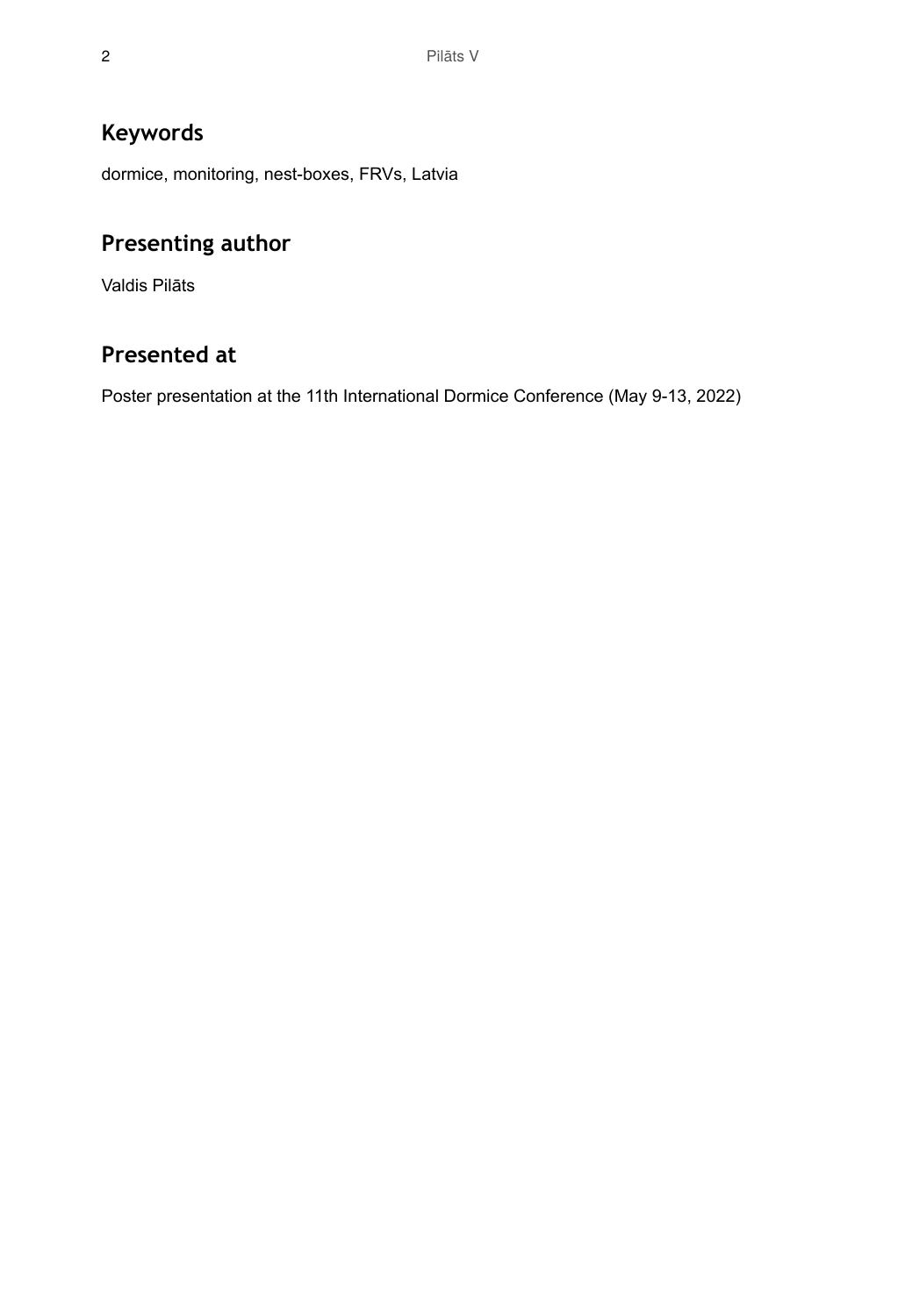## Keywords

dormice, monitoring, nest-boxes, FRVs, Latvia

## Presenting author

Valdis Pilāts

## Presented at

Poster presentation at the 11th International Dormice Conference (May 9-13, 2022)